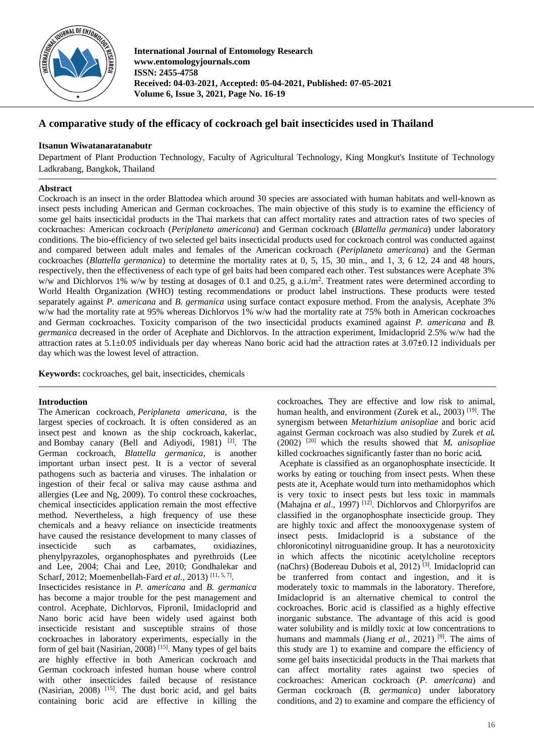# A comparative study of the efficacy of cockroach gel bait insecticides used in Thailand

**Itsanun Wiwatanaratanabutr**

Department of Plant Production Technology, Faculty of Agricultural Technology, King Mongkut's Institute of Technology Ladkrabang, Bangkok, Thailand

## Abstract

Cockroach is an insect in the order Blattodea which around 30 species are associated with human habitats and well-known as insect pests including American and German cockroaches. The main objective of this study is to examine the efficiency of some gel baits insecticidal products in the Thai markets that can affect mortality rates and attraction rates of two species of cockroaches: American cockroach (*Periplaneta americana*) and German cockroach (*Blattella germanica*) under laboratory conditions. The bio-efficiency of two selected gel baits insecticidal products used for cockroach control was conducted against and compared between adult males and females of the American cockroach (*Periplaneta americana*) and the German cockroaches (*Blattella germanica*) to determine the mortality rates at 0, 5, 15, 30 min., and 1, 3, 6 12, 24 and 48 hours, respectively, then the effectiveness of each type of gel baits had been compared each other. Test substances were Acephate 3% w/w and Dichlorvos 1% w/w by testing at dosages of 0.1 and 0.25, g a.i./m$^2$. Treatment rates were determined according to World Health Organization (WHO) testing recommendations or product label instructions. These products were tested separately against *P. americana* and *B. germanica* using surface contact exposure method. From the analysis, Acephate 3% w/w had the mortality rate at 95% whereas Dichlorvos 1% w/w had the mortality rate at 75% both in American cockroaches and German cockroaches. Toxicity comparison of the two insecticidal products examined against *P. americana* and *B. germanica* decreased in the order of Acephate and Dichlorvos. In the attraction experiment, Imidacloprid 2.5% w/w had the attraction rates at 5.1±0.05 individuals per day whereas Nano boric acid had the attraction rates at 3.07±0.12 individuals per day which was the lowest level of attraction.

**Keywords:** cockroaches, gel bait, insecticides, chemicals

## Introduction

The American cockroach, *Periplaneta americana*, is the largest species of cockroach. It is often considered as an insect pest and known as the ship cockroach, kakerlac, and Bombay canary (Bell and Adiyodi, 1981) [2]. The German cockroach, *Blattella germanica*, is another important urban insect pest. It is a vector of several pathogens such as bacteria and viruses. The inhalation or ingestion of their fecal or saliva may cause asthma and allergies (Lee and Ng, 2009). To control these cockroaches, chemical insecticides application remain the most effective method. Nevertheless, a high frequency of use these chemicals and a heavy reliance on insecticide treatments have caused the resistance development to many classes of insecticide such as carbamates, oxidiazines, phenylpyrazoles, organophosphates and pyrethroids (Lee and Lee, 2004; Chai and Lee, 2010; Gondhalekar and Scharf, 2012; Moemenbellah-Fard *et al.*, 2013) [11, 5, 7].

Insecticides resistance in *P. americana* and *B. germanica* has become a major trouble for the pest management and control. Acephate, Dichlorvos, Fipronil, Imidacloprid and Nano boric acid have been widely used against both insecticide resistant and susceptible strains of those cockroaches in laboratory experiments, especially in the form of gel bait (Nasirian, 2008) [15]. Many types of gel baits are highly effective in both American cockroach and German cockroach infested human house where control with other insecticides failed because of resistance (Nasirian, 2008) [15]. The dust boric acid, and gel baits containing boric acid are effective in killing the cockroaches**.** They are effective and low risk to animal, human health, and environment (Zurek et al**.**, 2003) [19]. The synergism between *Metarhizium anisopliae* and boric acid against German cockroach was also studied by Zurek *et al.* (2002) [20] which the results showed that ***M.*** *anisopliae* killed cockroaches significantly faster than no boric acid**.**

Acephate is classified as an organophosphate insecticide. It works by eating or touching from insect pests. When these pests ate it, Acephate would turn into methamidophos which is very toxic to insect pests but less toxic in mammals (Mahajna *et al*., 1997) [12]. Dichlorvos and Chlorpyrifos are classified in the organophosphate insecticide group. They are highly toxic and affect the monooxygenase system of insect pests. Imidacloprid is a substance of the chloronicotinyl nitroguanidine group. It has a neurotoxicity in which affects the nicotinic acetylcholine receptors (naChrs) (Bodereau Dubois et al, 2012) [3]. Imidacloprid can be tranferred from contact and ingestion, and it is moderately toxic to mammals in the laboratory. Therefore, Imidacloprid is an alternative chemical to control the cockroaches. Boric acid is classified as a highly effective inorganic substance. The advantage of this acid is good water solubility and is mildly toxic at low concentrations to humans and mammals (Jiang *et al.*, 2021) [9]. The aims of this study are 1) to examine and compare the efficiency of some gel baits insecticidal products in the Thai markets that can affect mortality rates against two species of cockroaches: American cockroach (*P. americana*) and German cockroach (*B. germanica*) under laboratory conditions, and 2) to examine and compare the efficiency of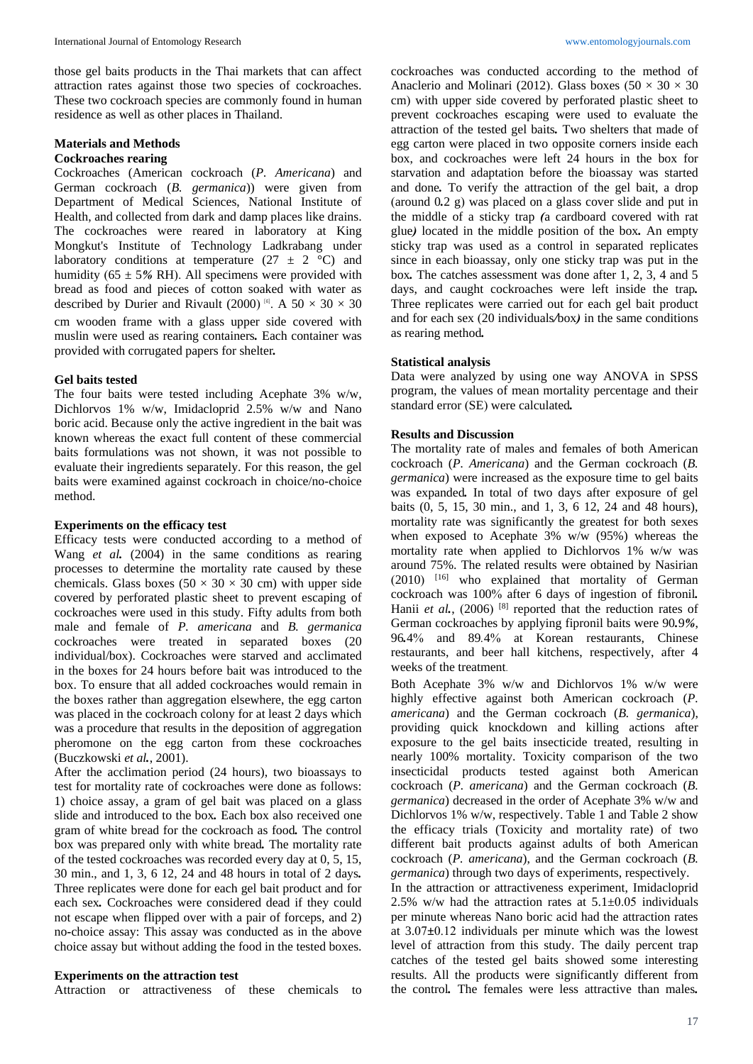those gel baits products in the Thai markets that can affect attraction rates against those two species of cockroaches. These two cockroach species are commonly found in human residence as well as other places in Thailand.

## Materials and Methods

### Cockroaches rearing

Cockroaches (American cockroach (*P. Americana*) and German cockroach (*B. germanica*)) were given from Department of Medical Sciences, National Institute of Health, and collected from dark and damp places like drains. The cockroaches were reared in laboratory at King Mongkut's Institute of Technology Ladkrabang under laboratory conditions at temperature ($27 \pm 2$ °C) and humidity ($65 \pm 5$% RH). All specimens were provided with bread as food and pieces of cotton soaked with water as described by Durier and Rivault (2000) [6]. A $50 \times 30 \times 30$ cm wooden frame with a glass upper side covered with muslin were used as rearing containers. Each container was provided with corrugated papers for shelter.

### Gel baits tested

The four baits were tested including Acephate 3% w/w, Dichlorvos 1% w/w, Imidacloprid 2.5% w/w and Nano boric acid. Because only the active ingredient in the bait was known whereas the exact full content of these commercial baits formulations was not shown, it was not possible to evaluate their ingredients separately. For this reason, the gel baits were examined against cockroach in choice/no-choice method.

### Experiments on the efficacy test

Efficacy tests were conducted according to a method of Wang *et al.* (2004) in the same conditions as rearing processes to determine the mortality rate caused by these chemicals. Glass boxes ($50 \times 30 \times 30$ cm) with upper side covered by perforated plastic sheet to prevent escaping of cockroaches were used in this study. Fifty adults from both male and female of *P. americana* and *B. germanica* cockroaches were treated in separated boxes (20 individual/box). Cockroaches were starved and acclimated in the boxes for 24 hours before bait was introduced to the box. To ensure that all added cockroaches would remain in the boxes rather than aggregation elsewhere, the egg carton was placed in the cockroach colony for at least 2 days which was a procedure that results in the deposition of aggregation pheromone on the egg carton from these cockroaches (Buczkowski *et al.*, 2001).

After the acclimation period (24 hours), two bioassays to test for mortality rate of cockroaches were done as follows: 1) choice assay, a gram of gel bait was placed on a glass slide and introduced to the box. Each box also received one gram of white bread for the cockroach as food. The control box was prepared only with white bread. The mortality rate of the tested cockroaches was recorded every day at 0, 5, 15, 30 min., and 1, 3, 6 12, 24 and 48 hours in total of 2 days. Three replicates were done for each gel bait product and for each sex. Cockroaches were considered dead if they could not escape when flipped over with a pair of forceps, and 2) no-choice assay: This assay was conducted as in the above choice assay but without adding the food in the tested boxes.

### Experiments on the attraction test

Attraction or attractiveness of these chemicals to cockroaches was conducted according to the method of Anaclerio and Molinari (2012). Glass boxes ($50 \times 30 \times 30$ cm) with upper side covered by perforated plastic sheet to prevent cockroaches escaping were used to evaluate the attraction of the tested gel baits. Two shelters that made of egg carton were placed in two opposite corners inside each box, and cockroaches were left 24 hours in the box for starvation and adaptation before the bioassay was started and done. To verify the attraction of the gel bait, a drop (around 0.2 g) was placed on a glass cover slide and put in the middle of a sticky trap (a cardboard covered with rat glue) located in the middle position of the box. An empty sticky trap was used as a control in separated replicates since in each bioassay, only one sticky trap was put in the box. The catches assessment was done after 1, 2, 3, 4 and 5 days, and caught cockroaches were left inside the trap. Three replicates were carried out for each gel bait product and for each sex (20 individuals/box) in the same conditions as rearing method.

### Statistical analysis

Data were analyzed by using one way ANOVA in SPSS program, the values of mean mortality percentage and their standard error (SE) were calculated.

## Results and Discussion

The mortality rate of males and females of both American cockroach (*P. Americana*) and the German cockroach (*B. germanica*) were increased as the exposure time to gel baits was expanded. In total of two days after exposure of gel baits (0, 5, 15, 30 min., and 1, 3, 6 12, 24 and 48 hours), mortality rate was significantly the greatest for both sexes when exposed to Acephate 3% w/w (95%) whereas the mortality rate when applied to Dichlorvos 1% w/w was around 75%. The related results were obtained by Nasirian (2010) [16] who explained that mortality of German cockroach was 100% after 6 days of ingestion of fibronil. Hanii *et al.*, (2006) [8] reported that the reduction rates of German cockroaches by applying fipronil baits were 90.9%, 96.4% and 89.4% at Korean restaurants, Chinese restaurants, and beer hall kitchens, respectively, after 4 weeks of the treatment.

Both Acephate 3% w/w and Dichlorvos 1% w/w were highly effective against both American cockroach (*P. americana*) and the German cockroach (*B. germanica*), providing quick knockdown and killing actions after exposure to the gel baits insecticide treated, resulting in nearly 100% mortality. Toxicity comparison of the two insecticidal products tested against both American cockroach (*P. americana*) and the German cockroach (*B. germanica*) decreased in the order of Acephate 3% w/w and Dichlorvos 1% w/w, respectively. Table 1 and Table 2 show the efficacy trials (Toxicity and mortality rate) of two different bait products against adults of both American cockroach (*P. americana*), and the German cockroach (*B. germanica*) through two days of experiments, respectively.

In the attraction or attractiveness experiment, Imidacloprid 2.5% w/w had the attraction rates at $5.1 \pm 0.05$ individuals per minute whereas Nano boric acid had the attraction rates at $3.07 \pm 0.12$ individuals per minute which was the lowest level of attraction from this study. The daily percent trap catches of the tested gel baits showed some interesting results. All the products were significantly different from the control. The females were less attractive than males.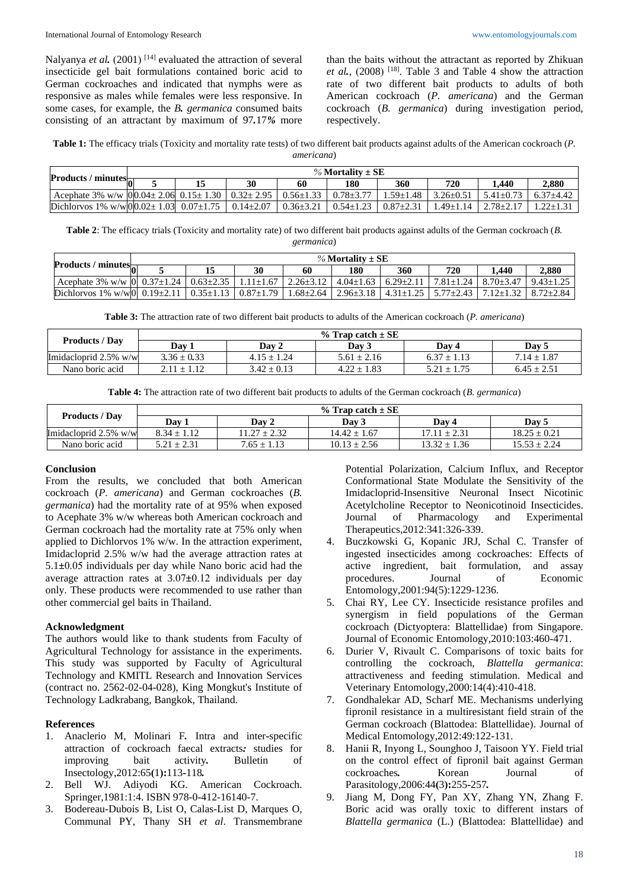Nalyanya *et al.* (2001) [14] evaluated the attraction of several insecticide gel bait formulations contained boric acid to German cockroaches and indicated that nymphs were as responsive as males while females were less responsive. In some cases, for example, the *B. germanica* consumed baits consisting of an attractant by maximum of 97.17% more than the baits without the attractant as reported by Zhikuan *et al.*, (2008) [18]. Table 3 and Table 4 show the attraction rate of two different bait products to adults of both American cockroach (*P. americana*) and the German cockroach (*B. germanica*) during investigation period, respectively.

**Table 1:** The efficacy trials (Toxicity and mortality rate tests) of two different bait products against adults of the American cockroach (*P. americana*)

| Products / minutes | % Mortality ± SE | | | | | | | | | |
|---|---|---|---|---|---|---|---|---|---|---|
| | 0 | 5 | 15 | 30 | 60 | 180 | 360 | 720 | 1,440 | 2,880 |
| Acephate 3% w/w | 0 | 0.04± 2.06 | 0.15± 1.30 | 0.32± 2.95 | 0.56±1.33 | 0.78±3.77 | 1.59±1.48 | 3.26±0.51 | 5.41±0.73 | 6.37±4.42 |
| Dichlorvos 1% w/w | 0 | 0.02± 1.03 | 0.07±1.75 | 0.14±2.07 | 0.36±3.21 | 0.54±1.23 | 0.87±2.31 | 1.49±1.14 | 2.78±2.17 | 1.22±1.31 |

**Table 2**: The efficacy trials (Toxicity and mortality rate) of two different bait products against adults of the German cockroach (*B. germanica*)

| Products / minutes | % Mortality ± SE | | | | | | | | | |
|---|---|---|---|---|---|---|---|---|---|---|
| | 0 | 5 | 15 | 30 | 60 | 180 | 360 | 720 | 1,440 | 2,880 |
| Acephate 3% w/w | 0 | 0.37±1.24 | 0.63±2.35 | 1.11±1.67 | 2.26±3.12 | 4.04±1.63 | 6.29±2.11 | 7.81±1.24 | 8.70±3.47 | 9.43±1.25 |
| Dichlorvos 1% w/w | 0 | 0.19±2.11 | 0.35±1.13 | 0.87±1.79 | 1.68±2.64 | 2.96±3.18 | 4.31±1.25 | 5.77±2.43 | 7.12±1.32 | 8.72±2.84 |

**Table 3:** The attraction rate of two different bait products to adults of the American cockroach (*P. americana*)

| Products / Day | % Trap catch ± SE | | | | |
|---|---|---|---|---|---|
| | Day 1 | Day 2 | Day 3 | Day 4 | Day 5 |
| Imidacloprid 2.5% w/w | 3.36 ± 0.33 | 4.15 ± 1.24 | 5.61 ± 2.16 | 6.37 ± 1.13 | 7.14 ± 1.87 |
| Nano boric acid | 2.11 ± 1.12 | 3.42 ± 0.13 | 4.22 ± 1.83 | 5.21 ± 1.75 | 6.45 ± 2.51 |

**Table 4:** The attraction rate of two different bait products to adults of the German cockroach (*B. germanica*)

| Products / Day | % Trap catch ± SE | | | | |
|---|---|---|---|---|---|
| | Day 1 | Day 2 | Day 3 | Day 4 | Day 5 |
| Imidacloprid 2.5% w/w | 8.34 ± 1.12 | 11.27 ± 2.32 | 14.42 ± 1.67 | 17.11 ± 2.31 | 18.25 ± 0.21 |
| Nano boric acid | 5.21 ± 2.31 | 7.65 ± 1.13 | 10.13 ± 2.56 | 13.32 ± 1.36 | 15.53 ± 2.24 |

## Conclusion

From the results, we concluded that both American cockroach (*P. americana*) and German cockroaches (*B. germanica*) had the mortality rate of at 95% when exposed to Acephate 3% w/w whereas both American cockroach and German cockroach had the mortality rate at 75% only when applied to Dichlorvos 1% w/w. In the attraction experiment, Imidacloprid 2.5% w/w had the average attraction rates at 5.1±0.05 individuals per day while Nano boric acid had the average attraction rates at 3.07±0.12 individuals per day only. These products were recommended to use rather than other commercial gel baits in Thailand.

## Acknowledgment

The authors would like to thank students from Faculty of Agricultural Technology for assistance in the experiments. This study was supported by Faculty of Agricultural Technology and KMITL Research and Innovation Services (contract no. 2562-02-04-028), King Mongkut's Institute of Technology Ladkrabang, Bangkok, Thailand.

## References

1. Anaclerio M, Molinari F. Intra and inter-specific attraction of cockroach faecal extracts: studies for improving bait activity. Bulletin of Insectology,2012:65(1):113-118.
2. Bell WJ. Adiyodi KG. American Cockroach. Springer,1981:1:4. ISBN 978-0-412-16140-7.
3. Bodereau-Dubois B, List O, Calas-List D, Marques O, Communal PY, Thany SH *et al*. Transmembrane Potential Polarization, Calcium Influx, and Receptor Conformational State Modulate the Sensitivity of the Imidacloprid-Insensitive Neuronal Insect Nicotinic Acetylcholine Receptor to Neonicotinoid Insecticides. Journal of Pharmacology and Experimental Therapeutics,2012:341:326-339.
4. Buczkowski G, Kopanic JRJ, Schal C. Transfer of ingested insecticides among cockroaches: Effects of active ingredient, bait formulation, and assay procedures. Journal of Economic Entomology,2001:94(5):1229-1236.
5. Chai RY, Lee CY. Insecticide resistance profiles and synergism in field populations of the German cockroach (Dictyoptera: Blattellidae) from Singapore. Journal of Economic Entomology,2010:103:460-471.
6. Durier V, Rivault C. Comparisons of toxic baits for controlling the cockroach, *Blattella germanica*: attractiveness and feeding stimulation. Medical and Veterinary Entomology,2000:14(4):410-418.
7. Gondhalekar AD, Scharf ME. Mechanisms underlying fipronil resistance in a multiresistant field strain of the German cockroach (Blattodea: Blattellidae). Journal of Medical Entomology,2012:49:122-131.
8. Hanii R, Inyong L, Sounghoo J, Taisoon YY. Field trial on the control effect of fipronil bait against German cockroaches. Korean Journal of Parasitology,2006:44(3):255-257.
9. Jiang M, Dong FY, Pan XY, Zhang YN, Zhang F. Boric acid was orally toxic to different instars of *Blattella germanica* (L.) (Blattodea: Blattellidae) and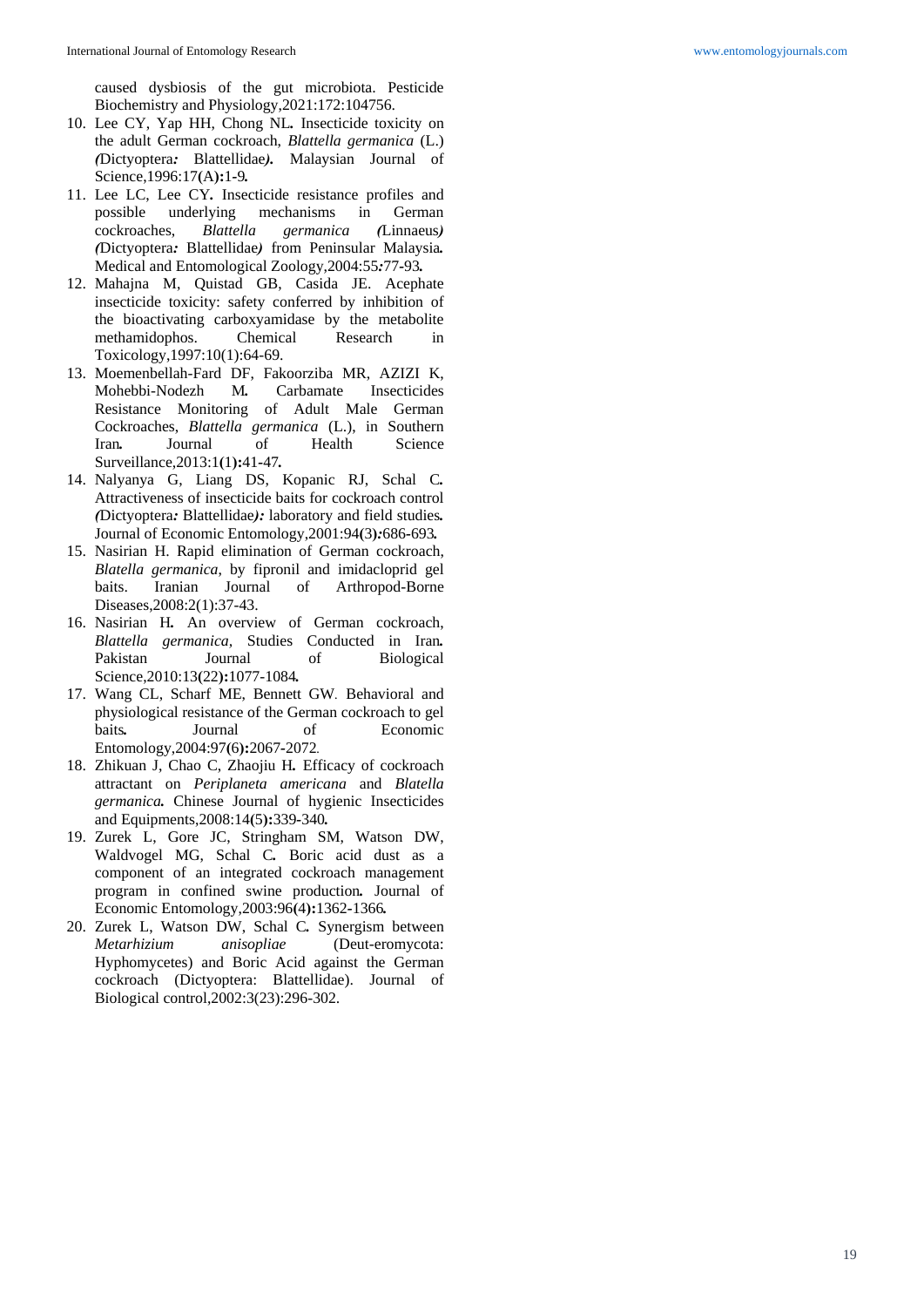caused dysbiosis of the gut microbiota. Pesticide Biochemistry and Physiology,2021:172:104756.

10. Lee CY, Yap HH, Chong NL**.** Insecticide toxicity on the adult German cockroach, *Blattella germanica* (L.) *(*Dictyoptera*:* Blattellidae*)***.** Malaysian Journal of Science,1996:17**(**A**)**:1-9**.**
11. Lee LC, Lee CY**.** Insecticide resistance profiles and possible underlying mechanisms in German cockroaches, *Blattella germanica (*Linnaeus*)* *(*Dictyoptera*:* Blattellidae*)* from Peninsular Malaysia**.** Medical and Entomological Zoology,2004:55*:*77-93**.**
12. Mahajna M, Quistad GB, Casida JE. Acephate insecticide toxicity: safety conferred by inhibition of the bioactivating carboxyamidase by the metabolite methamidophos. Chemical Research in Toxicology,1997:10(1):64-69.
13. Moemenbellah-Fard DF, Fakoorziba MR, AZIZI K, Mohebbi-Nodezh M**.** Carbamate Insecticides Resistance Monitoring of Adult Male German Cockroaches, *Blattella germanica* (L.), in Southern Iran**.** Journal of Health Science Surveillance,2013:1**(**1**)**:41-47**.**
14. Nalyanya G, Liang DS, Kopanic RJ, Schal C**.** Attractiveness of insecticide baits for cockroach control *(*Dictyoptera*:* Blattellidae*):* laboratory and field studies**.** Journal of Economic Entomology,2001:94**(**3**)***:*686-693**.**
15. Nasirian H. Rapid elimination of German cockroach, *Blatella germanica*, by fipronil and imidacloprid gel baits. Iranian Journal of Arthropod-Borne Diseases,2008:2(1):37-43.
16. Nasirian H**.** An overview of German cockroach, *Blattella germanica*, Studies Conducted in Iran**.** Pakistan Journal of Biological Science,2010:13**(**22**)**:1077-1084**.**
17. Wang CL, Scharf ME, Bennett GW. Behavioral and physiological resistance of the German cockroach to gel baits**.** Journal of Economic Entomology,2004:97**(**6**)**:2067-2072.
18. Zhikuan J, Chao C, Zhaojiu H**.** Efficacy of cockroach attractant on *Periplaneta americana* and *Blatella germanica***.** Chinese Journal of hygienic Insecticides and Equipments,2008:14**(**5**)**:339-340**.**
19. Zurek L, Gore JC, Stringham SM, Watson DW, Waldvogel MG, Schal C**.** Boric acid dust as a component of an integrated cockroach management program in confined swine production**.** Journal of Economic Entomology,2003:96**(**4**)**:1362-1366**.**
20. Zurek L, Watson DW, Schal C**.** Synergism between *Metarhizium anisopliae* (Deut-eromycota: Hyphomycetes) and Boric Acid against the German cockroach (Dictyoptera: Blattellidae). Journal of Biological control,2002:3(23):296-302.